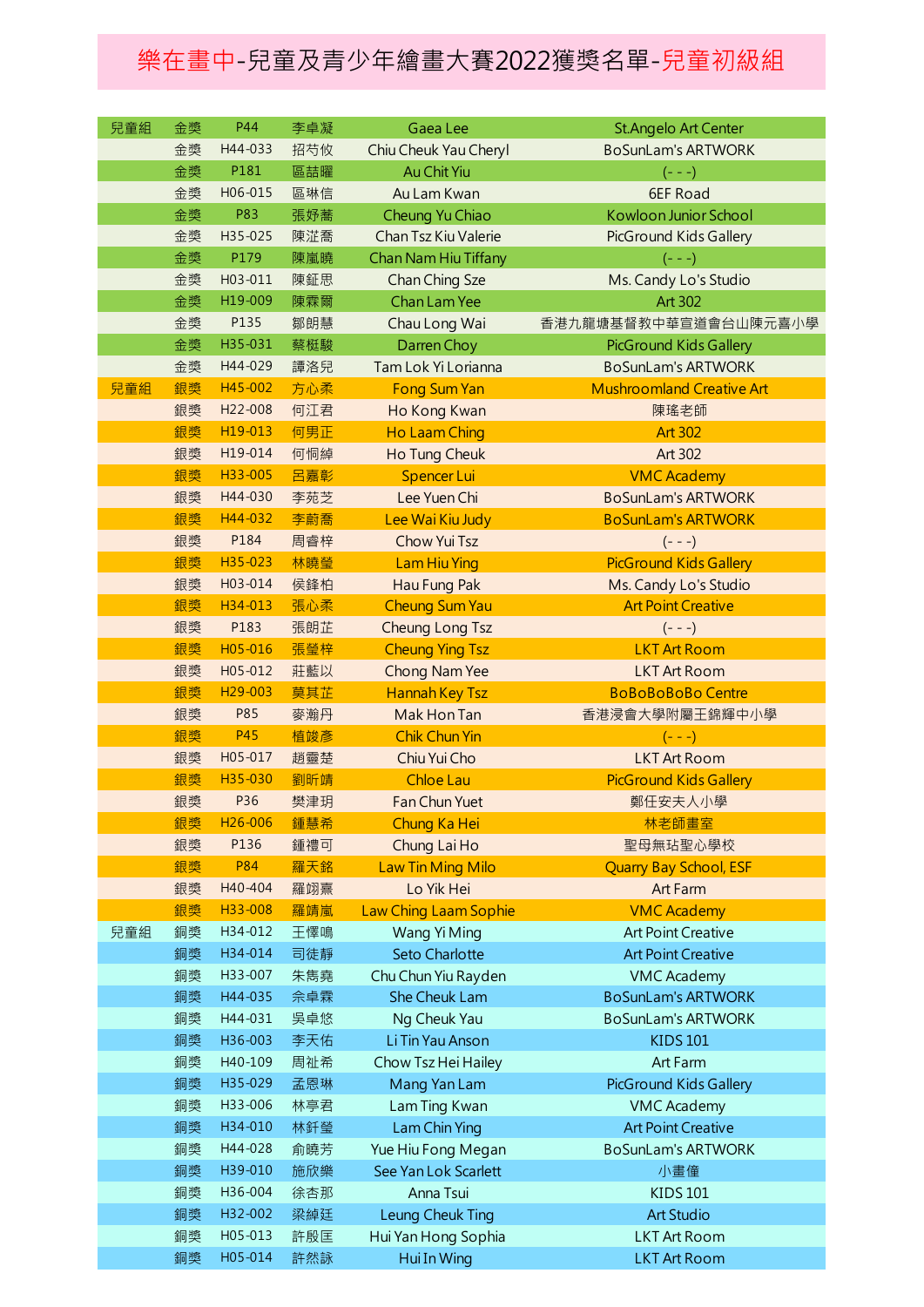# 樂在畫中-兒童及青少年繪畫大賽2022獲獎名單-兒童初級組

| | | | | | |
|---|---|---|---|---|---|
| 兒童組 | 金獎 | P44 | 李卓凝 | Gaea Lee | St.Angelo Art Center |
| | 金獎 | H44-033 | 招芍攸 | Chiu Cheuk Yau Cheryl | BoSunLam's ARTWORK |
| | 金獎 | P181 | 區喆曜 | Au Chit Yiu | (- - -) |
| | 金獎 | H06-015 | 區琳信 | Au Lam Kwan | 6EF Road |
| | 金獎 | P83 | 張妤蕎 | Cheung Yu Chiao | Kowloon Junior School |
| | 金獎 | H35-025 | 陳泚喬 | Chan Tsz Kiu Valerie | PicGround Kids Gallery |
| | 金獎 | P179 | 陳嵐曉 | Chan Nam Hiu Tiffany | (- - -) |
| | 金獎 | H03-011 | 陳鉦思 | Chan Ching Sze | Ms. Candy Lo's Studio |
| | 金獎 | H19-009 | 陳霖爾 | Chan Lam Yee | Art 302 |
| | 金獎 | P135 | 鄒朗慧 | Chau Long Wai | 香港九龍塘基督教中華宣道會台山陳元喜小學 |
| | 金獎 | H35-031 | 蔡梃駿 | Darren Choy | PicGround Kids Gallery |
| | 金獎 | H44-029 | 譚洛兒 | Tam Lok Yi Lorianna | BoSunLam's ARTWORK |
| 兒童組 | 銀獎 | H45-002 | 方心柔 | Fong Sum Yan | Mushroomland Creative Art |
| | 銀獎 | H22-008 | 何江君 | Ho Kong Kwan | 陳瑤老師 |
| | 銀獎 | H19-013 | 何男正 | Ho Laam Ching | Art 302 |
| | 銀獎 | H19-014 | 何侗綽 | Ho Tung Cheuk | Art 302 |
| | 銀獎 | H33-005 | 呂嘉彰 | Spencer Lui | VMC Academy |
| | 銀獎 | H44-030 | 李苑芝 | Lee Yuen Chi | BoSunLam's ARTWORK |
| | 銀獎 | H44-032 | 李蔚喬 | Lee Wai Kiu Judy | BoSunLam's ARTWORK |
| | 銀獎 | P184 | 周睿梓 | Chow Yui Tsz | (- - -) |
| | 銀獎 | H35-023 | 林曉瑩 | Lam Hiu Ying | PicGround Kids Gallery |
| | 銀獎 | H03-014 | 侯鋒柏 | Hau Fung Pak | Ms. Candy Lo's Studio |
| | 銀獎 | H34-013 | 張心柔 | Cheung Sum Yau | Art Point Creative |
| | 銀獎 | P183 | 張朗芷 | Cheung Long Tsz | (- - -) |
| | 銀獎 | H05-016 | 張瑩梓 | Cheung Ying Tsz | LKT Art Room |
| | 銀獎 | H05-012 | 莊藍以 | Chong Nam Yee | LKT Art Room |
| | 銀獎 | H29-003 | 莫其芷 | Hannah Key Tsz | BoBoBoBoBo Centre |
| | 銀獎 | P85 | 麥瀚丹 | Mak Hon Tan | 香港浸會大學附屬王錦輝中小學 |
| | 銀獎 | P45 | 植竣彥 | Chik Chun Yin | (- - -) |
| | 銀獎 | H05-017 | 趙靄楚 | Chiu Yui Cho | LKT Art Room |
| | 銀獎 | H35-030 | 劉昕靖 | Chloe Lau | PicGround Kids Gallery |
| | 銀獎 | P36 | 樊津玥 | Fan Chun Yuet | 鄭任安夫人小學 |
| | 銀獎 | H26-006 | 鍾慧希 | Chung Ka Hei | 林老師畫室 |
| | 銀獎 | P136 | 鍾禮可 | Chung Lai Ho | 聖母無玷聖心學校 |
| | 銀獎 | P84 | 羅天銘 | Law Tin Ming Milo | Quarry Bay School, ESF |
| | 銀獎 | H40-404 | 羅翊熹 | Lo Yik Hei | Art Farm |
| | 銀獎 | H33-008 | 羅靖嵐 | Law Ching Laam Sophie | VMC Academy |
| 兒童組 | 銅獎 | H34-012 | 王懌鳴 | Wang Yi Ming | Art Point Creative |
| | 銅獎 | H34-014 | 司徒靜 | Seto Charlotte | Art Point Creative |
| | 銅獎 | H33-007 | 朱雋堯 | Chu Chun Yiu Rayden | VMC Academy |
| | 銅獎 | H44-035 | 佘卓霖 | She Cheuk Lam | BoSunLam's ARTWORK |
| | 銅獎 | H44-031 | 吳卓悠 | Ng Cheuk Yau | BoSunLam's ARTWORK |
| | 銅獎 | H36-003 | 李天佑 | Li Tin Yau Anson | KIDS 101 |
| | 銅獎 | H40-109 | 周祉希 | Chow Tsz Hei Hailey | Art Farm |
| | 銅獎 | H35-029 | 孟恩琳 | Mang Yan Lam | PicGround Kids Gallery |
| | 銅獎 | H33-006 | 林亭君 | Lam Ting Kwan | VMC Academy |
| | 銅獎 | H34-010 | 林釬瑩 | Lam Chin Ying | Art Point Creative |
| | 銅獎 | H44-028 | 俞曉芳 | Yue Hiu Fong Megan | BoSunLam's ARTWORK |
| | 銅獎 | H39-010 | 施欣樂 | See Yan Lok Scarlett | 小畫僮 |
| | 銅獎 | H36-004 | 徐杏那 | Anna Tsui | KIDS 101 |
| | 銅獎 | H32-002 | 梁綽廷 | Leung Cheuk Ting | Art Studio |
| | 銅獎 | H05-013 | 許殷匡 | Hui Yan Hong Sophia | LKT Art Room |
| | 銅獎 | H05-014 | 許然詠 | Hui In Wing | LKT Art Room |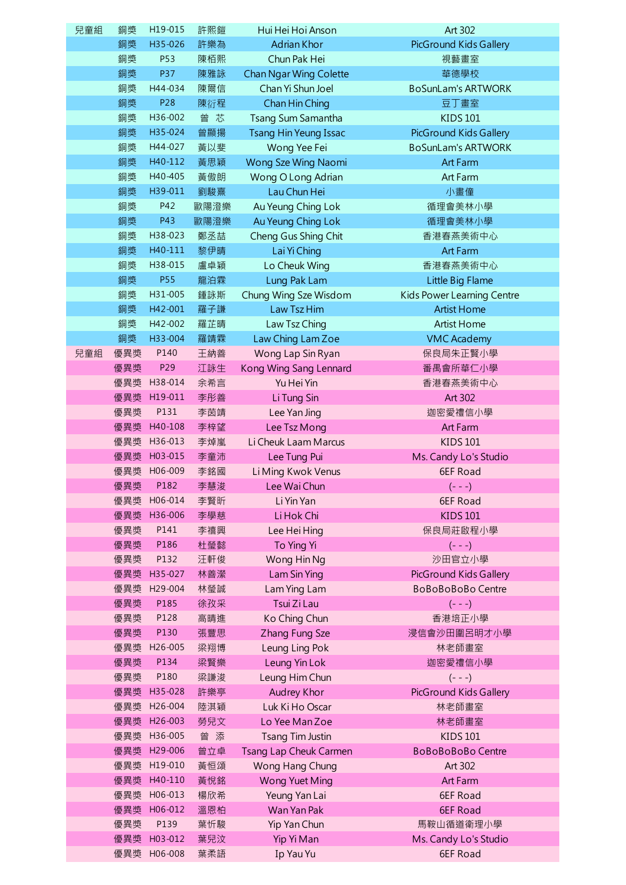| 兒童組 | 銅獎 | H19-015 | 許熙鎧 | Hui Hei Hoi Anson | Art 302 |
|---|---|---|---|---|---|
| | 銅獎 | H35-026 | 許樂為 | Adrian Khor | PicGround Kids Gallery |
| | 銅獎 | P53 | 陳栢熙 | Chun Pak Hei | 視藝畫室 |
| | 銅獎 | P37 | 陳雅詠 | Chan Ngar Wing Colette | 華德學校 |
| | 銅獎 | H44-034 | 陳爾信 | Chan Yi Shun Joel | BoSunLam's ARTWORK |
| | 銅獎 | P28 | 陳衍程 | Chan Hin Ching | 豆丁畫室 |
| | 銅獎 | H36-002 | 曾　芯 | Tsang Sum Samantha | KIDS 101 |
| | 銅獎 | H35-024 | 曾顯揚 | Tsang Hin Yeung Issac | PicGround Kids Gallery |
| | 銅獎 | H44-027 | 黃以斐 | Wong Yee Fei | BoSunLam's ARTWORK |
| | 銅獎 | H40-112 | 黃思穎 | Wong Sze Wing Naomi | Art Farm |
| | 銅獎 | H40-405 | 黃傲朗 | Wong O Long Adrian | Art Farm |
| | 銅獎 | H39-011 | 劉駿熹 | Lau Chun Hei | 小畫僮 |
| | 銅獎 | P42 | 歐陽澄樂 | Au Yeung Ching Lok | 循理會美林小學 |
| | 銅獎 | P43 | 歐陽澄樂 | Au Yeung Ching Lok | 循理會美林小學 |
| | 銅獎 | H38-023 | 鄭丞喆 | Cheng Gus Shing Chit | 香港春燕美術中心 |
| | 銅獎 | H40-111 | 黎伊晴 | Lai Yi Ching | Art Farm |
| | 銅獎 | H38-015 | 盧卓穎 | Lo Cheuk Wing | 香港春燕美術中心 |
| | 銅獎 | P55 | 龍泊霖 | Lung Pak Lam | Little Big Flame |
| | 銅獎 | H31-005 | 鍾詠斯 | Chung Wing Sze Wisdom | Kids Power Learning Centre |
| | 銅獎 | H42-001 | 羅子謙 | Law Tsz Him | Artist Home |
| | 銅獎 | H42-002 | 羅芷晴 | Law Tsz Ching | Artist Home |
| | 銅獎 | H33-004 | 羅靖霖 | Law Ching Lam Zoe | VMC Academy |
| 兒童組 | 優異獎 | P140 | 王納善 | Wong Lap Sin Ryan | 保良局朱正賢小學 |
| | 優異獎 | P29 | 江詠生 | Kong Wing Sang Lennard | 番禺會所華仁小學 |
| | 優異獎 | H38-014 | 余希言 | Yu Hei Yin | 香港春燕美術中心 |
| | 優異獎 | H19-011 | 李彤善 | Li Tung Sin | Art 302 |
| | 優異獎 | P131 | 李茵靖 | Lee Yan Jing | 迦密愛禮信小學 |
| | 優異獎 | H40-108 | 李梓望 | Lee Tsz Mong | Art Farm |
| | 優異獎 | H36-013 | 李焯嵐 | Li Cheuk Laam Marcus | KIDS 101 |
| | 優異獎 | H03-015 | 李童沛 | Lee Tung Pui | Ms. Candy Lo's Studio |
| | 優異獎 | H06-009 | 李銘國 | Li Ming Kwok Venus | 6EF Road |
| | 優異獎 | P182 | 李慧浚 | Lee Wai Chun | (- - -) |
| | 優異獎 | H06-014 | 李賢昕 | Li Yin Yan | 6EF Road |
| | 優異獎 | H36-006 | 李學慈 | Li Hok Chi | KIDS 101 |
| | 優異獎 | P141 | 李禧興 | Lee Hei Hing | 保良局莊啟程小學 |
| | 優異獎 | P186 | 杜瑩懿 | To Ying Yi | (- - -) |
| | 優異獎 | P132 | 汪軒俊 | Wong Hin Ng | 沙田官立小學 |
| | 優異獎 | H35-027 | 林善瀠 | Lam Sin Ying | PicGround Kids Gallery |
| | 優異獎 | H29-004 | 林瑩誠 | Lam Ying Lam | BoBoBoBoBo Centre |
| | 優異獎 | P185 | 徐孜采 | Tsui Zi Lau | (- - -) |
| | 優異獎 | P128 | 高晴進 | Ko Ching Chun | 香港培正小學 |
| | 優異獎 | P130 | 張豐思 | Zhang Fung Sze | 浸信會沙田圍呂明才小學 |
| | 優異獎 | H26-005 | 梁翔博 | Leung Ling Pok | 林老師畫室 |
| | 優異獎 | P134 | 梁賢樂 | Leung Yin Lok | 迦密愛禮信小學 |
| | 優異獎 | P180 | 梁謙浚 | Leung Him Chun | (- - -) |
| | 優異獎 | H35-028 | 許樂亭 | Audrey Khor | PicGround Kids Gallery |
| | 優異獎 | H26-004 | 陸淇穎 | Luk Ki Ho Oscar | 林老師畫室 |
| | 優異獎 | H26-003 | 勞兒文 | Lo Yee Man Zoe | 林老師畫室 |
| | 優異獎 | H36-005 | 曾　添 | Tsang Tim Justin | KIDS 101 |
| | 優異獎 | H29-006 | 曾立卓 | Tsang Lap Cheuk Carmen | BoBoBoBoBo Centre |
| | 優異獎 | H19-010 | 黃恒頌 | Wong Hang Chung | Art 302 |
| | 優異獎 | H40-110 | 黃悅銘 | Wong Yuet Ming | Art Farm |
| | 優異獎 | H06-013 | 楊欣希 | Yeung Yan Lai | 6EF Road |
| | 優異獎 | H06-012 | 溫恩柏 | Wan Yan Pak | 6EF Road |
| | 優異獎 | P139 | 葉忻駿 | Yip Yan Chun | 馬鞍山循道衛理小學 |
| | 優異獎 | H03-012 | 葉兒汶 | Yip Yi Man | Ms. Candy Lo's Studio |
| | 優異獎 | H06-008 | 葉柔語 | Ip Yau Yu | 6EF Road |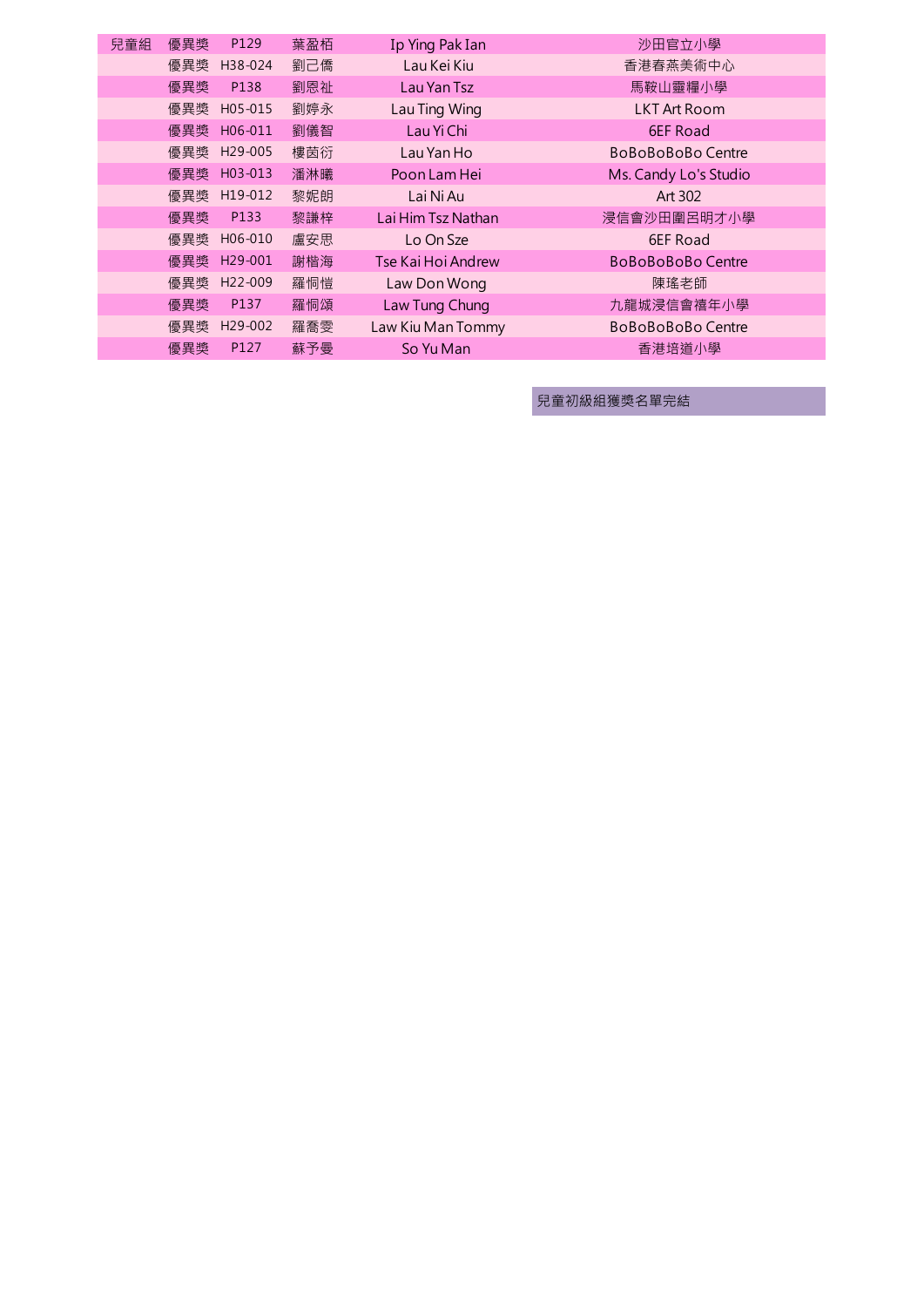| | | | | | |
|---|---|---|---|---|---|
| 兒童組 | 優異獎 | P129 | 葉盈栢 | Ip Ying Pak Ian | 沙田官立小學 |
| | 優異獎 | H38-024 | 劉己僑 | Lau Kei Kiu | 香港春燕美術中心 |
| | 優異獎 | P138 | 劉恩祉 | Lau Yan Tsz | 馬鞍山靈糧小學 |
| | 優異獎 | H05-015 | 劉婷永 | Lau Ting Wing | LKT Art Room |
| | 優異獎 | H06-011 | 劉儀智 | Lau Yi Chi | 6EF Road |
| | 優異獎 | H29-005 | 樓茵衍 | Lau Yan Ho | BoBoBoBoBo Centre |
| | 優異獎 | H03-013 | 潘淋曦 | Poon Lam Hei | Ms. Candy Lo's Studio |
| | 優異獎 | H19-012 | 黎妮朗 | Lai Ni Au | Art 302 |
| | 優異獎 | P133 | 黎謙梓 | Lai Him Tsz Nathan | 浸信會沙田圍呂明才小學 |
| | 優異獎 | H06-010 | 盧安思 | Lo On Sze | 6EF Road |
| | 優異獎 | H29-001 | 謝楷海 | Tse Kai Hoi Andrew | BoBoBoBoBo Centre |
| | 優異獎 | H22-009 | 羅侗愷 | Law Don Wong | 陳瑤老師 |
| | 優異獎 | P137 | 羅侗頌 | Law Tung Chung | 九龍城浸信會禧年小學 |
| | 優異獎 | H29-002 | 羅喬雯 | Law Kiu Man Tommy | BoBoBoBoBo Centre |
| | 優異獎 | P127 | 蘇予曼 | So Yu Man | 香港培道小學 |

兒童初級組獲獎名單完結